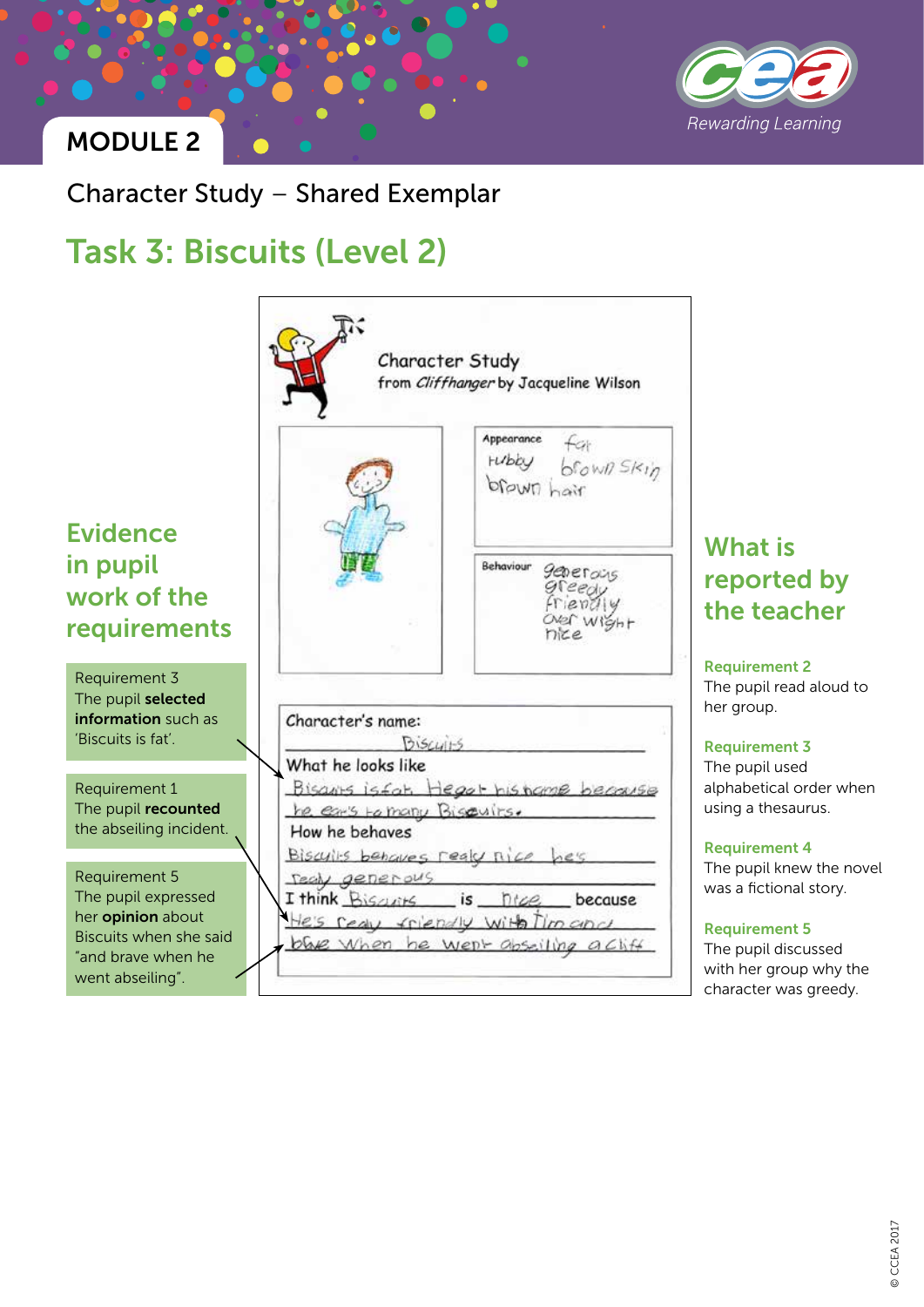MODULE 2

Character Study – Shared Exemplar

# Task 3: Biscuits (Level 2)

## Evidence in pupil work of the requirements

Requirement 3
The pupil **selected information** such as 'Biscuits is fat'.

Requirement 1
The pupil **recounted** the abseiling incident.

Requirement 5
The pupil expressed her **opinion** about Biscuits when she said "and brave when he went abseiling".

Character Study
from *Cliffhanger* by Jacqueline Wilson

Appearance: fat, hubby, brown skin, brown hair

Behaviour: generous, greedy, friendly, over wight, nice

Character's name: Biscuits

What he looks like
Biscuits is fat. He got his name because he eat's to many Biscuits.

How he behaves
Biscuits behaves realy nice he's realy generous

I think Biscuits is nice because
He's realy friendly with Tim and brave when he went abseiling a cliff

## What is reported by the teacher

**Requirement 2**
The pupil read aloud to her group.

**Requirement 3**
The pupil used alphabetical order when using a thesaurus.

**Requirement 4**
The pupil knew the novel was a fictional story.

**Requirement 5**
The pupil discussed with her group why the character was greedy.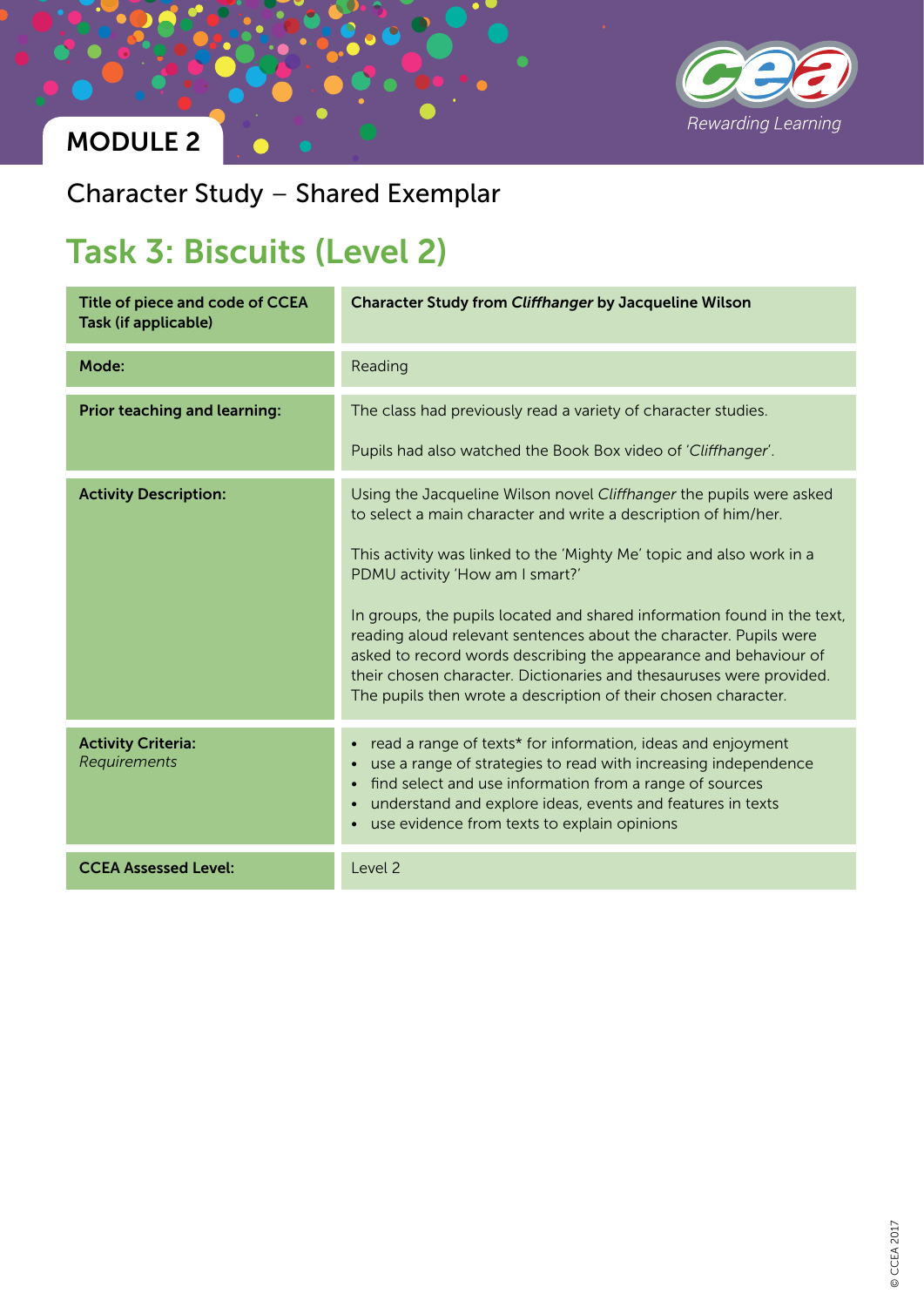MODULE 2

Character Study – Shared Exemplar

# Task 3: Biscuits (Level 2)

| | |
|---|---|
| **Title of piece and code of CCEA Task (if applicable)** | **Character Study from *Cliffhanger* by Jacqueline Wilson** |
| **Mode:** | Reading |
| **Prior teaching and learning:** | The class had previously read a variety of character studies.<br><br>Pupils had also watched the Book Box video of '*Cliffhanger*'. |
| **Activity Description:** | Using the Jacqueline Wilson novel *Cliffhanger* the pupils were asked to select a main character and write a description of him/her.<br><br>This activity was linked to the 'Mighty Me' topic and also work in a PDMU activity 'How am I smart?'<br><br>In groups, the pupils located and shared information found in the text, reading aloud relevant sentences about the character. Pupils were asked to record words describing the appearance and behaviour of their chosen character. Dictionaries and thesauruses were provided. The pupils then wrote a description of their chosen character. |
| **Activity Criteria:**<br>*Requirements* | • read a range of texts* for information, ideas and enjoyment<br>• use a range of strategies to read with increasing independence<br>• find select and use information from a range of sources<br>• understand and explore ideas, events and features in texts<br>• use evidence from texts to explain opinions |
| **CCEA Assessed Level:** | Level 2 |